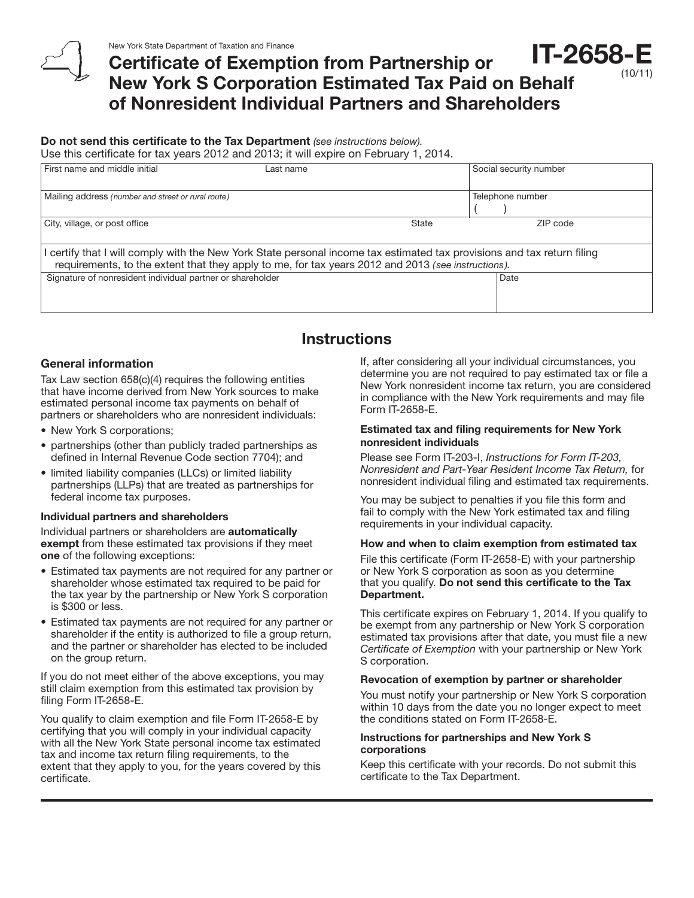New York State Department of Taxation and Finance

# Certificate of Exemption from Partnership or New York S Corporation Estimated Tax Paid on Behalf of Nonresident Individual Partners and Shareholders

**IT-2658-E** (10/11)

**Do not send this certificate to the Tax Department** *(see instructions below).*
Use this certificate for tax years 2012 and 2013; it will expire on February 1, 2014.

| First name and middle initial | Last name | | Social security number |
|---|---|---|---|
| Mailing address *(number and street or rural route)* | | | Telephone number ( ) |
| City, village, or post office | | State | ZIP code |

I certify that I will comply with the New York State personal income tax estimated tax provisions and tax return filing requirements, to the extent that they apply to me, for tax years 2012 and 2013 *(see instructions).*

| Signature of nonresident individual partner or shareholder | Date |
|---|---|
| | |

## Instructions

### General information

Tax Law section 658(c)(4) requires the following entities that have income derived from New York sources to make estimated personal income tax payments on behalf of partners or shareholders who are nonresident individuals:

- New York S corporations;
- partnerships (other than publicly traded partnerships as defined in Internal Revenue Code section 7704); and
- limited liability companies (LLCs) or limited liability partnerships (LLPs) that are treated as partnerships for federal income tax purposes.

#### Individual partners and shareholders

Individual partners or shareholders are **automatically exempt** from these estimated tax provisions if they meet **one** of the following exceptions:

- Estimated tax payments are not required for any partner or shareholder whose estimated tax required to be paid for the tax year by the partnership or New York S corporation is $300 or less.
- Estimated tax payments are not required for any partner or shareholder if the entity is authorized to file a group return, and the partner or shareholder has elected to be included on the group return.

If you do not meet either of the above exceptions, you may still claim exemption from this estimated tax provision by filing Form IT-2658-E.

You qualify to claim exemption and file Form IT-2658-E by certifying that you will comply in your individual capacity with all the New York State personal income tax estimated tax and income tax return filing requirements, to the extent that they apply to you, for the years covered by this certificate.

If, after considering all your individual circumstances, you determine you are not required to pay estimated tax or file a New York nonresident income tax return, you are considered in compliance with the New York requirements and may file Form IT-2658-E.

#### Estimated tax and filing requirements for New York nonresident individuals

Please see Form IT-203-I, *Instructions for Form IT-203, Nonresident and Part-Year Resident Income Tax Return,* for nonresident individual filing and estimated tax requirements.

You may be subject to penalties if you file this form and fail to comply with the New York estimated tax and filing requirements in your individual capacity.

#### How and when to claim exemption from estimated tax

File this certificate (Form IT-2658-E) with your partnership or New York S corporation as soon as you determine that you qualify. **Do not send this certificate to the Tax Department.**

This certificate expires on February 1, 2014. If you qualify to be exempt from any partnership or New York S corporation estimated tax provisions after that date, you must file a new *Certificate of Exemption* with your partnership or New York S corporation.

#### Revocation of exemption by partner or shareholder

You must notify your partnership or New York S corporation within 10 days from the date you no longer expect to meet the conditions stated on Form IT-2658-E.

#### Instructions for partnerships and New York S corporations

Keep this certificate with your records. Do not submit this certificate to the Tax Department.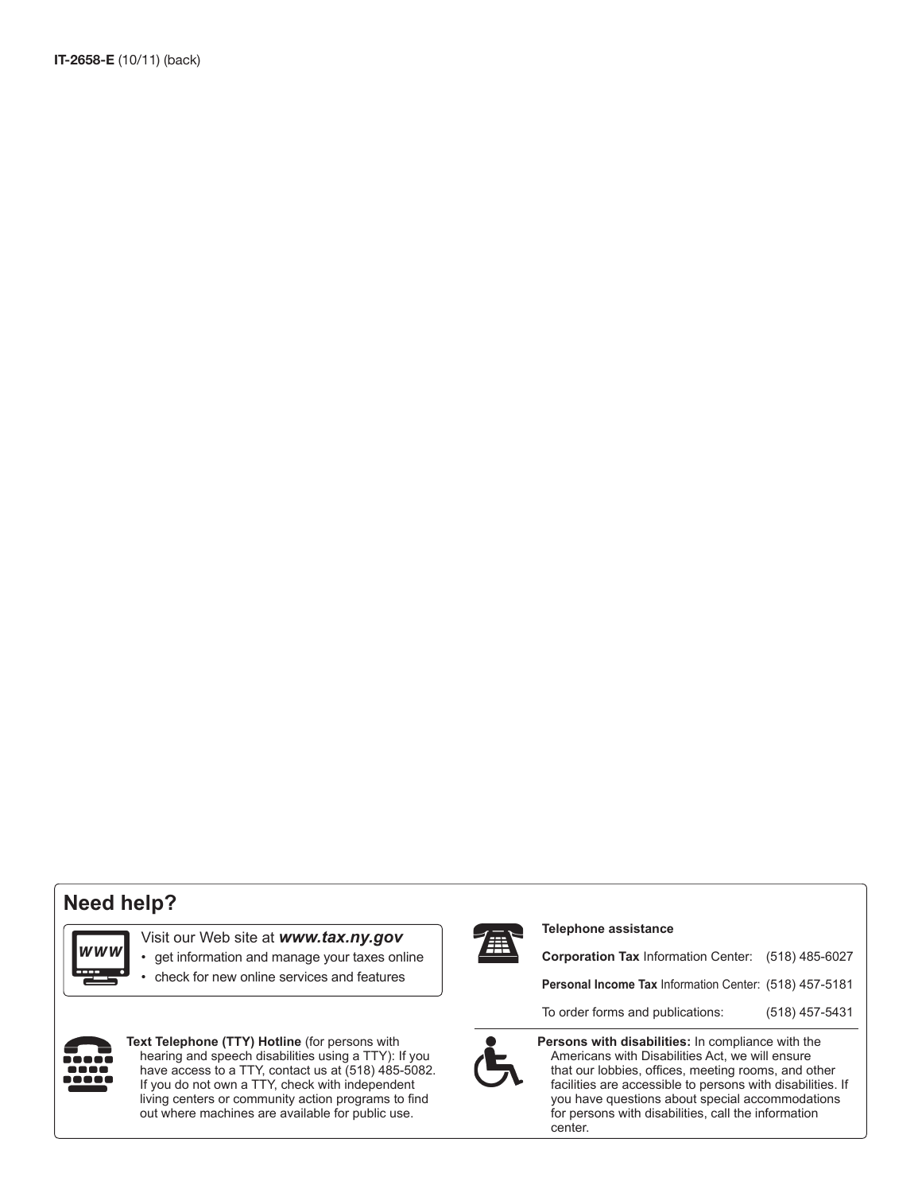## Need help?

Visit our Web site at ***www.tax.ny.gov***

- get information and manage your taxes online
- check for new online services and features

**Text Telephone (TTY) Hotline** (for persons with hearing and speech disabilities using a TTY): If you have access to a TTY, contact us at (518) 485-5082. If you do not own a TTY, check with independent living centers or community action programs to find out where machines are available for public use.

**Telephone assistance**

| | |
|---|---|
| **Corporation Tax** Information Center: | (518) 485-6027 |
| **Personal Income Tax** Information Center: | (518) 457-5181 |
| To order forms and publications: | (518) 457-5431 |

**Persons with disabilities:** In compliance with the Americans with Disabilities Act, we will ensure that our lobbies, offices, meeting rooms, and other facilities are accessible to persons with disabilities. If you have questions about special accommodations for persons with disabilities, call the information center.